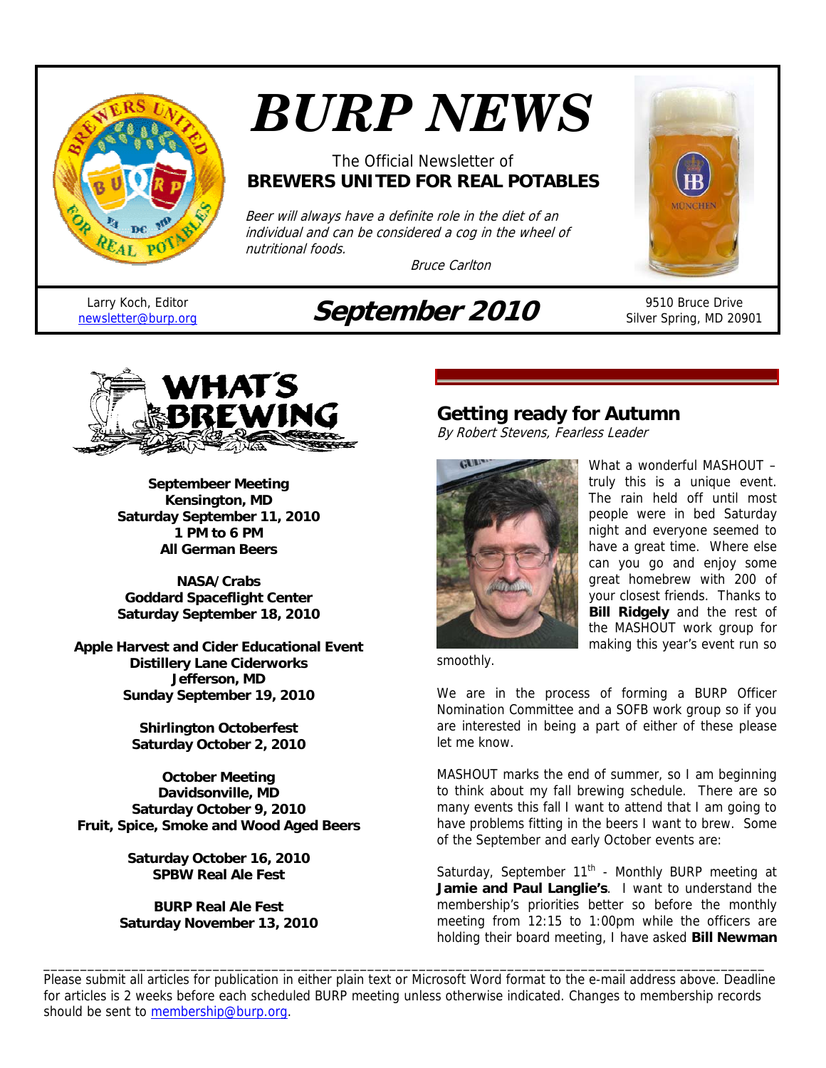# BURP NEWS

The Official Newsletter of
**BREWERS UNITED FOR REAL POTABLES**

*Beer will always have a definite role in the diet of an individual and can be considered a cog in the wheel of nutritional foods.*

*Bruce Carlton*

Larry Koch, Editor
newsletter@burp.org

## September 2010

9510 Bruce Drive
Silver Spring, MD 20901

## WHAT'S BREWING

**Septembeer Meeting**
**Kensington, MD**
**Saturday September 11, 2010**
**1 PM to 6 PM**
**All German Beers**

**NASA/Crabs**
**Goddard Spaceflight Center**
**Saturday September 18, 2010**

**Apple Harvest and Cider Educational Event**
**Distillery Lane Ciderworks**
**Jefferson, MD**
**Sunday September 19, 2010**

**Shirlington Octoberfest**
**Saturday October 2, 2010**

**October Meeting**
**Davidsonville, MD**
**Saturday October 9, 2010**
**Fruit, Spice, Smoke and Wood Aged Beers**

**Saturday October 16, 2010**
**SPBW Real Ale Fest**

**BURP Real Ale Fest**
**Saturday November 13, 2010**

## Getting ready for Autumn

*By Robert Stevens, Fearless Leader*

What a wonderful MASHOUT – truly this is a unique event. The rain held off until most people were in bed Saturday night and everyone seemed to have a great time. Where else can you go and enjoy some great homebrew with 200 of your closest friends. Thanks to **Bill Ridgely** and the rest of the MASHOUT work group for making this year's event run so smoothly.

We are in the process of forming a BURP Officer Nomination Committee and a SOFB work group so if you are interested in being a part of either of these please let me know.

MASHOUT marks the end of summer, so I am beginning to think about my fall brewing schedule. There are so many events this fall I want to attend that I am going to have problems fitting in the beers I want to brew. Some of the September and early October events are:

Saturday, September 11th - Monthly BURP meeting at **Jamie and Paul Langlie's**. I want to understand the membership's priorities better so before the monthly meeting from 12:15 to 1:00pm while the officers are holding their board meeting, I have asked **Bill Newman**

---

Please submit all articles for publication in either plain text or Microsoft Word format to the e-mail address above. Deadline for articles is 2 weeks before each scheduled BURP meeting unless otherwise indicated. Changes to membership records should be sent to membership@burp.org.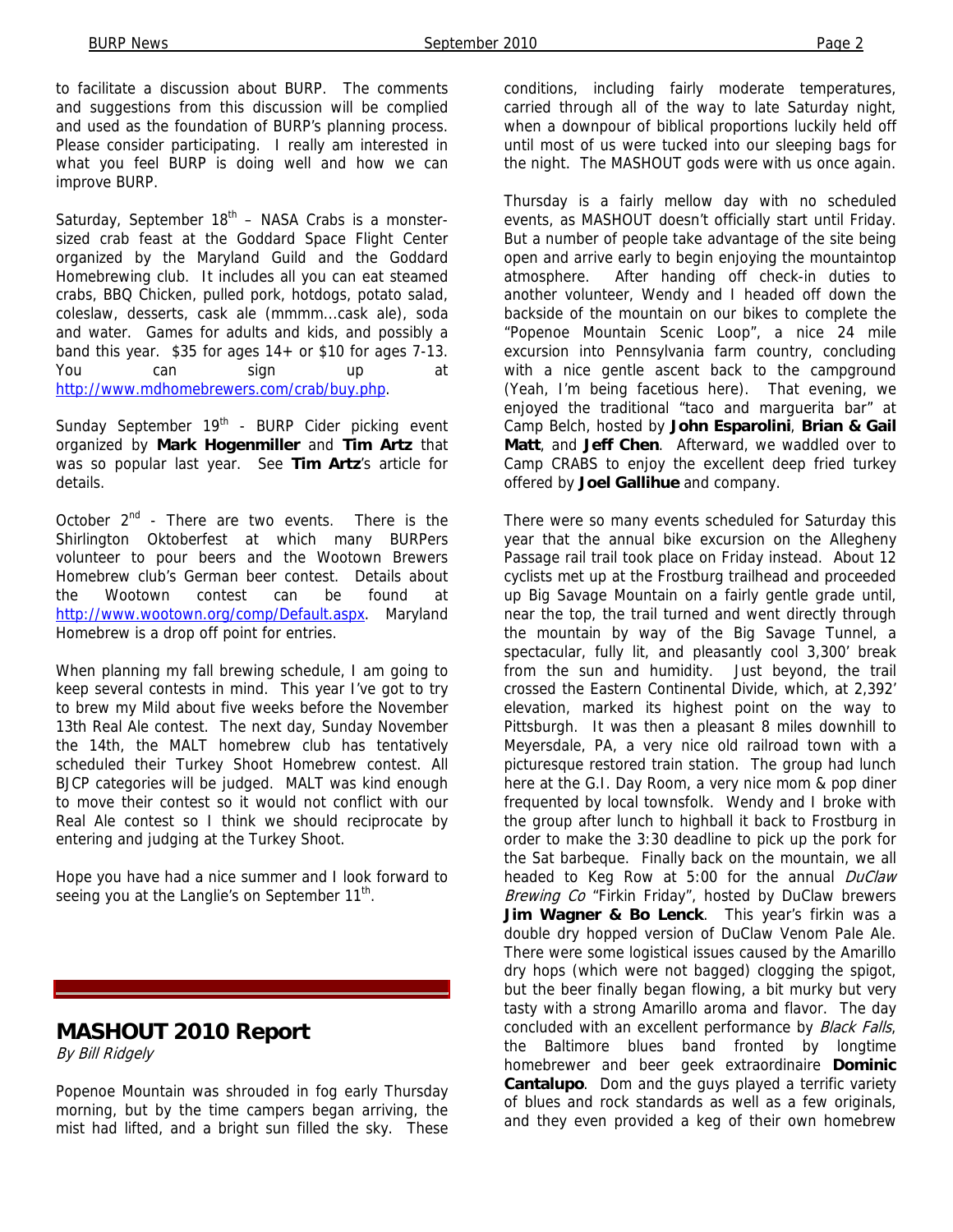to facilitate a discussion about BURP. The comments and suggestions from this discussion will be complied and used as the foundation of BURP's planning process. Please consider participating. I really am interested in what you feel BURP is doing well and how we can improve BURP.

Saturday, September 18th – NASA Crabs is a monster-sized crab feast at the Goddard Space Flight Center organized by the Maryland Guild and the Goddard Homebrewing club. It includes all you can eat steamed crabs, BBQ Chicken, pulled pork, hotdogs, potato salad, coleslaw, desserts, cask ale (mmmm…cask ale), soda and water. Games for adults and kids, and possibly a band this year. $35 for ages 14+ or $10 for ages 7-13. You can sign up at http://www.mdhomebrewers.com/crab/buy.php.

Sunday September 19th - BURP Cider picking event organized by **Mark Hogenmiller** and **Tim Artz** that was so popular last year. See **Tim Artz**'s article for details.

October 2nd - There are two events. There is the Shirlington Oktoberfest at which many BURPers volunteer to pour beers and the Wootown Brewers Homebrew club's German beer contest. Details about the Wootown contest can be found at http://www.wootown.org/comp/Default.aspx. Maryland Homebrew is a drop off point for entries.

When planning my fall brewing schedule, I am going to keep several contests in mind. This year I've got to try to brew my Mild about five weeks before the November 13th Real Ale contest. The next day, Sunday November the 14th, the MALT homebrew club has tentatively scheduled their Turkey Shoot Homebrew contest. All BJCP categories will be judged. MALT was kind enough to move their contest so it would not conflict with our Real Ale contest so I think we should reciprocate by entering and judging at the Turkey Shoot.

Hope you have had a nice summer and I look forward to seeing you at the Langlie's on September 11th.

## MASHOUT 2010 Report

*By Bill Ridgely*

Popenoe Mountain was shrouded in fog early Thursday morning, but by the time campers began arriving, the mist had lifted, and a bright sun filled the sky. These conditions, including fairly moderate temperatures, carried through all of the way to late Saturday night, when a downpour of biblical proportions luckily held off until most of us were tucked into our sleeping bags for the night. The MASHOUT gods were with us once again.

Thursday is a fairly mellow day with no scheduled events, as MASHOUT doesn't officially start until Friday. But a number of people take advantage of the site being open and arrive early to begin enjoying the mountaintop atmosphere. After handing off check-in duties to another volunteer, Wendy and I headed off down the backside of the mountain on our bikes to complete the "Popenoe Mountain Scenic Loop", a nice 24 mile excursion into Pennsylvania farm country, concluding with a nice gentle ascent back to the campground (Yeah, I'm being facetious here). That evening, we enjoyed the traditional "taco and marguerita bar" at Camp Belch, hosted by **John Esparolini**, **Brian & Gail Matt**, and **Jeff Chen**. Afterward, we waddled over to Camp CRABS to enjoy the excellent deep fried turkey offered by **Joel Gallihue** and company.

There were so many events scheduled for Saturday this year that the annual bike excursion on the Allegheny Passage rail trail took place on Friday instead. About 12 cyclists met up at the Frostburg trailhead and proceeded up Big Savage Mountain on a fairly gentle grade until, near the top, the trail turned and went directly through the mountain by way of the Big Savage Tunnel, a spectacular, fully lit, and pleasantly cool 3,300' break from the sun and humidity. Just beyond, the trail crossed the Eastern Continental Divide, which, at 2,392' elevation, marked its highest point on the way to Pittsburgh. It was then a pleasant 8 miles downhill to Meyersdale, PA, a very nice old railroad town with a picturesque restored train station. The group had lunch here at the G.I. Day Room, a very nice mom & pop diner frequented by local townsfolk. Wendy and I broke with the group after lunch to highball it back to Frostburg in order to make the 3:30 deadline to pick up the pork for the Sat barbeque. Finally back on the mountain, we all headed to Keg Row at 5:00 for the annual *DuClaw Brewing Co* "Firkin Friday", hosted by DuClaw brewers **Jim Wagner & Bo Lenck**. This year's firkin was a double dry hopped version of DuClaw Venom Pale Ale. There were some logistical issues caused by the Amarillo dry hops (which were not bagged) clogging the spigot, but the beer finally began flowing, a bit murky but very tasty with a strong Amarillo aroma and flavor. The day concluded with an excellent performance by *Black Falls*, the Baltimore blues band fronted by longtime homebrewer and beer geek extraordinaire **Dominic Cantalupo**. Dom and the guys played a terrific variety of blues and rock standards as well as a few originals, and they even provided a keg of their own homebrew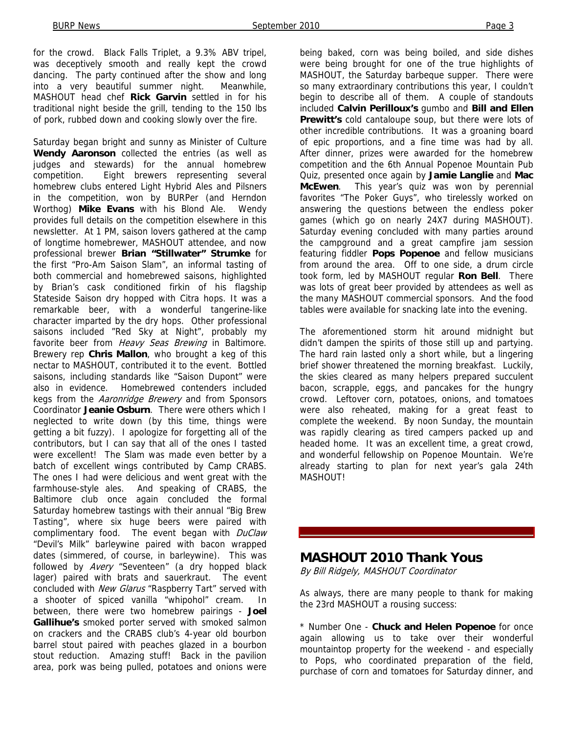for the crowd. Black Falls Triplet, a 9.3% ABV tripel, was deceptively smooth and really kept the crowd dancing. The party continued after the show and long into a very beautiful summer night. Meanwhile, MASHOUT head chef **Rick Garvin** settled in for his traditional night beside the grill, tending to the 150 lbs of pork, rubbed down and cooking slowly over the fire.

Saturday began bright and sunny as Minister of Culture **Wendy Aaronson** collected the entries (as well as judges and stewards) for the annual homebrew competition. Eight brewers representing several homebrew clubs entered Light Hybrid Ales and Pilsners in the competition, won by BURPer (and Herndon Worthog) **Mike Evans** with his Blond Ale. Wendy provides full details on the competition elsewhere in this newsletter. At 1 PM, saison lovers gathered at the camp of longtime homebrewer, MASHOUT attendee, and now professional brewer **Brian "Stillwater" Strumke** for the first "Pro-Am Saison Slam", an informal tasting of both commercial and homebrewed saisons, highlighted by Brian's cask conditioned firkin of his flagship Stateside Saison dry hopped with Citra hops. It was a remarkable beer, with a wonderful tangerine-like character imparted by the dry hops. Other professional saisons included "Red Sky at Night", probably my favorite beer from *Heavy Seas Brewing* in Baltimore. Brewery rep **Chris Mallon**, who brought a keg of this nectar to MASHOUT, contributed it to the event. Bottled saisons, including standards like "Saison Dupont" were also in evidence. Homebrewed contenders included kegs from the *Aaronridge Brewery* and from Sponsors Coordinator **Jeanie Osburn**. There were others which I neglected to write down (by this time, things were getting a bit fuzzy). I apologize for forgetting all of the contributors, but I can say that all of the ones I tasted were excellent! The Slam was made even better by a batch of excellent wings contributed by Camp CRABS. The ones I had were delicious and went great with the farmhouse-style ales. And speaking of CRABS, the Baltimore club once again concluded the formal Saturday homebrew tastings with their annual "Big Brew Tasting", where six huge beers were paired with complimentary food. The event began with *DuClaw* "Devil's Milk" barleywine paired with bacon wrapped dates (simmered, of course, in barleywine). This was followed by *Avery* "Seventeen" (a dry hopped black lager) paired with brats and sauerkraut. The event concluded with *New Glarus* "Raspberry Tart" served with a shooter of spiced vanilla "whipohol" cream. In between, there were two homebrew pairings - **Joel Gallihue's** smoked porter served with smoked salmon on crackers and the CRABS club's 4-year old bourbon barrel stout paired with peaches glazed in a bourbon stout reduction. Amazing stuff! Back in the pavilion area, pork was being pulled, potatoes and onions were being baked, corn was being boiled, and side dishes were being brought for one of the true highlights of MASHOUT, the Saturday barbeque supper. There were so many extraordinary contributions this year, I couldn't begin to describe all of them. A couple of standouts included **Calvin Perilloux's** gumbo and **Bill and Ellen Prewitt's** cold cantaloupe soup, but there were lots of other incredible contributions. It was a groaning board of epic proportions, and a fine time was had by all. After dinner, prizes were awarded for the homebrew competition and the 6th Annual Popenoe Mountain Pub Quiz, presented once again by **Jamie Langlie** and **Mac McEwen**. This year's quiz was won by perennial favorites "The Poker Guys", who tirelessly worked on answering the questions between the endless poker games (which go on nearly 24X7 during MASHOUT). Saturday evening concluded with many parties around the campground and a great campfire jam session featuring fiddler **Pops Popenoe** and fellow musicians from around the area. Off to one side, a drum circle took form, led by MASHOUT regular **Ron Bell**. There was lots of great beer provided by attendees as well as the many MASHOUT commercial sponsors. And the food tables were available for snacking late into the evening.

The aforementioned storm hit around midnight but didn't dampen the spirits of those still up and partying. The hard rain lasted only a short while, but a lingering brief shower threatened the morning breakfast. Luckily, the skies cleared as many helpers prepared succulent bacon, scrapple, eggs, and pancakes for the hungry crowd. Leftover corn, potatoes, onions, and tomatoes were also reheated, making for a great feast to complete the weekend. By noon Sunday, the mountain was rapidly clearing as tired campers packed up and headed home. It was an excellent time, a great crowd, and wonderful fellowship on Popenoe Mountain. We're already starting to plan for next year's gala 24th MASHOUT!

## MASHOUT 2010 Thank Yous

*By Bill Ridgely, MASHOUT Coordinator*

As always, there are many people to thank for making the 23rd MASHOUT a rousing success:

* Number One - **Chuck and Helen Popenoe** for once again allowing us to take over their wonderful mountaintop property for the weekend - and especially to Pops, who coordinated preparation of the field, purchase of corn and tomatoes for Saturday dinner, and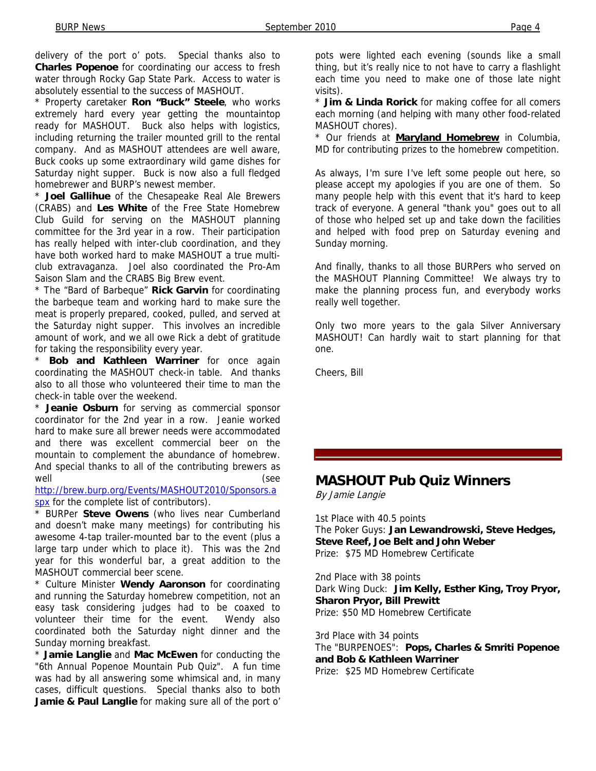delivery of the port o' pots. Special thanks also to **Charles Popenoe** for coordinating our access to fresh water through Rocky Gap State Park. Access to water is absolutely essential to the success of MASHOUT.

* Property caretaker **Ron "Buck" Steele**, who works extremely hard every year getting the mountaintop ready for MASHOUT. Buck also helps with logistics, including returning the trailer mounted grill to the rental company. And as MASHOUT attendees are well aware, Buck cooks up some extraordinary wild game dishes for Saturday night supper. Buck is now also a full fledged homebrewer and BURP's newest member.

* **Joel Gallihue** of the Chesapeake Real Ale Brewers (CRABS) and **Les White** of the Free State Homebrew Club Guild for serving on the MASHOUT planning committee for the 3rd year in a row. Their participation has really helped with inter-club coordination, and they have both worked hard to make MASHOUT a true multi-club extravaganza. Joel also coordinated the Pro-Am Saison Slam and the CRABS Big Brew event.

* The "Bard of Barbeque" **Rick Garvin** for coordinating the barbeque team and working hard to make sure the meat is properly prepared, cooked, pulled, and served at the Saturday night supper. This involves an incredible amount of work, and we all owe Rick a debt of gratitude for taking the responsibility every year.

* **Bob and Kathleen Warriner** for once again coordinating the MASHOUT check-in table. And thanks also to all those who volunteered their time to man the check-in table over the weekend.

* **Jeanie Osburn** for serving as commercial sponsor coordinator for the 2nd year in a row. Jeanie worked hard to make sure all brewer needs were accommodated and there was excellent commercial beer on the mountain to complement the abundance of homebrew. And special thanks to all of the contributing brewers as well (see http://brew.burp.org/Events/MASHOUT2010/Sponsors.aspx for the complete list of contributors).

* BURPer **Steve Owens** (who lives near Cumberland and doesn't make many meetings) for contributing his awesome 4-tap trailer-mounted bar to the event (plus a large tarp under which to place it). This was the 2nd year for this wonderful bar, a great addition to the MASHOUT commercial beer scene.

* Culture Minister **Wendy Aaronson** for coordinating and running the Saturday homebrew competition, not an easy task considering judges had to be coaxed to volunteer their time for the event. Wendy also coordinated both the Saturday night dinner and the Sunday morning breakfast.

* **Jamie Langlie** and **Mac McEwen** for conducting the "6th Annual Popenoe Mountain Pub Quiz". A fun time was had by all answering some whimsical and, in many cases, difficult questions. Special thanks also to both **Jamie & Paul Langlie** for making sure all of the port o' pots were lighted each evening (sounds like a small thing, but it's really nice to not have to carry a flashlight each time you need to make one of those late night visits).

* **Jim & Linda Rorick** for making coffee for all comers each morning (and helping with many other food-related MASHOUT chores).

* Our friends at **Maryland Homebrew** in Columbia, MD for contributing prizes to the homebrew competition.

As always, I'm sure I've left some people out here, so please accept my apologies if you are one of them. So many people help with this event that it's hard to keep track of everyone. A general "thank you" goes out to all of those who helped set up and take down the facilities and helped with food prep on Saturday evening and Sunday morning.

And finally, thanks to all those BURPers who served on the MASHOUT Planning Committee! We always try to make the planning process fun, and everybody works really well together.

Only two more years to the gala Silver Anniversary MASHOUT! Can hardly wait to start planning for that one.

Cheers, Bill

## MASHOUT Pub Quiz Winners

*By Jamie Langie*

1st Place with 40.5 points
The Poker Guys: **Jan Lewandrowski, Steve Hedges, Steve Reef, Joe Belt and John Weber**
Prize: $75 MD Homebrew Certificate

2nd Place with 38 points
Dark Wing Duck: **Jim Kelly, Esther King, Troy Pryor, Sharon Pryor, Bill Prewitt**
Prize: $50 MD Homebrew Certificate

3rd Place with 34 points
The "BURPENOES": **Pops, Charles & Smriti Popenoe and Bob & Kathleen Warriner**
Prize: $25 MD Homebrew Certificate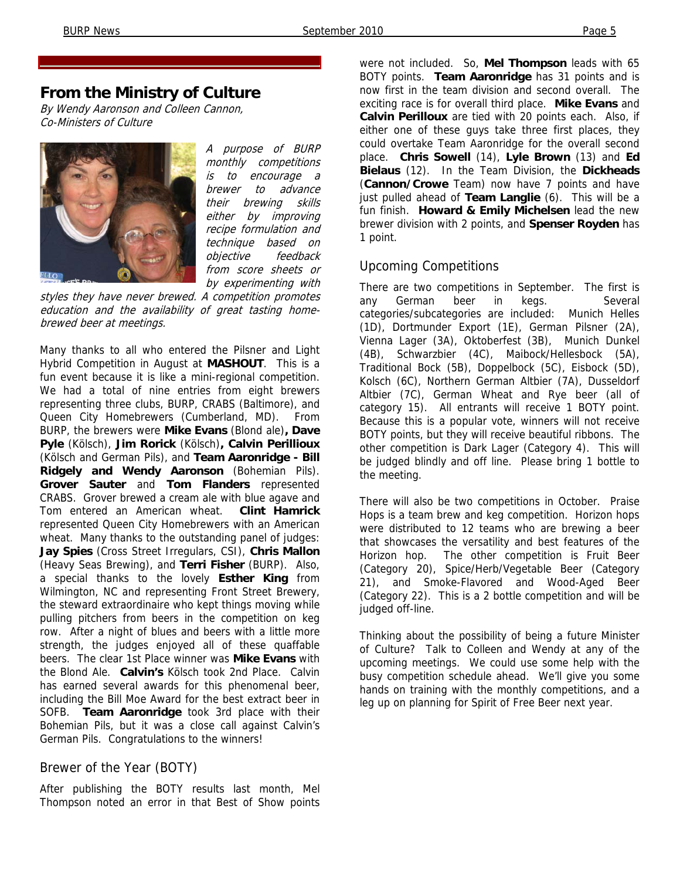## From the Ministry of Culture

*By Wendy Aaronson and Colleen Cannon, Co-Ministers of Culture*

*A purpose of BURP monthly competitions is to encourage a brewer to advance their brewing skills either by improving recipe formulation and technique based on objective feedback from score sheets or by experimenting with styles they have never brewed. A competition promotes education and the availability of great tasting home-brewed beer at meetings.*

Many thanks to all who entered the Pilsner and Light Hybrid Competition in August at **MASHOUT**. This is a fun event because it is like a mini-regional competition. We had a total of nine entries from eight brewers representing three clubs, BURP, CRABS (Baltimore), and Queen City Homebrewers (Cumberland, MD). From BURP, the brewers were **Mike Evans** (Blond ale)**, Dave Pyle** (Kölsch), **Jim Rorick** (Kölsch)**, Calvin Perillioux** (Kölsch and German Pils), and **Team Aaronridge - Bill Ridgely and Wendy Aaronson** (Bohemian Pils). **Grover Sauter** and **Tom Flanders** represented CRABS. Grover brewed a cream ale with blue agave and Tom entered an American wheat. **Clint Hamrick** represented Queen City Homebrewers with an American wheat. Many thanks to the outstanding panel of judges: **Jay Spies** (Cross Street Irregulars, CSI), **Chris Mallon** (Heavy Seas Brewing), and **Terri Fisher** (BURP). Also, a special thanks to the lovely **Esther King** from Wilmington, NC and representing Front Street Brewery, the steward extraordinaire who kept things moving while pulling pitchers from beers in the competition on keg row. After a night of blues and beers with a little more strength, the judges enjoyed all of these quaffable beers. The clear 1st Place winner was **Mike Evans** with the Blond Ale. **Calvin's** Kölsch took 2nd Place. Calvin has earned several awards for this phenomenal beer, including the Bill Moe Award for the best extract beer in SOFB. **Team Aaronridge** took 3rd place with their Bohemian Pils, but it was a close call against Calvin's German Pils. Congratulations to the winners!

### Brewer of the Year (BOTY)

After publishing the BOTY results last month, Mel Thompson noted an error in that Best of Show points were not included. So, **Mel Thompson** leads with 65 BOTY points. **Team Aaronridge** has 31 points and is now first in the team division and second overall. The exciting race is for overall third place. **Mike Evans** and **Calvin Perilloux** are tied with 20 points each. Also, if either one of these guys take three first places, they could overtake Team Aaronridge for the overall second place. **Chris Sowell** (14), **Lyle Brown** (13) and **Ed Bielaus** (12). In the Team Division, the **Dickheads** (**Cannon/Crowe** Team) now have 7 points and have just pulled ahead of **Team Langlie** (6). This will be a fun finish. **Howard & Emily Michelsen** lead the new brewer division with 2 points, and **Spenser Royden** has 1 point.

### Upcoming Competitions

There are two competitions in September. The first is any German beer in kegs. Several categories/subcategories are included: Munich Helles (1D), Dortmunder Export (1E), German Pilsner (2A), Vienna Lager (3A), Oktoberfest (3B), Munich Dunkel (4B), Schwarzbier (4C), Maibock/Hellesbock (5A), Traditional Bock (5B), Doppelbock (5C), Eisbock (5D), Kolsch (6C), Northern German Altbier (7A), Dusseldorf Altbier (7C), German Wheat and Rye beer (all of category 15). All entrants will receive 1 BOTY point. Because this is a popular vote, winners will not receive BOTY points, but they will receive beautiful ribbons. The other competition is Dark Lager (Category 4). This will be judged blindly and off line. Please bring 1 bottle to the meeting.

There will also be two competitions in October. Praise Hops is a team brew and keg competition. Horizon hops were distributed to 12 teams who are brewing a beer that showcases the versatility and best features of the Horizon hop. The other competition is Fruit Beer (Category 20), Spice/Herb/Vegetable Beer (Category 21), and Smoke-Flavored and Wood-Aged Beer (Category 22). This is a 2 bottle competition and will be judged off-line.

Thinking about the possibility of being a future Minister of Culture? Talk to Colleen and Wendy at any of the upcoming meetings. We could use some help with the busy competition schedule ahead. We'll give you some hands on training with the monthly competitions, and a leg up on planning for Spirit of Free Beer next year.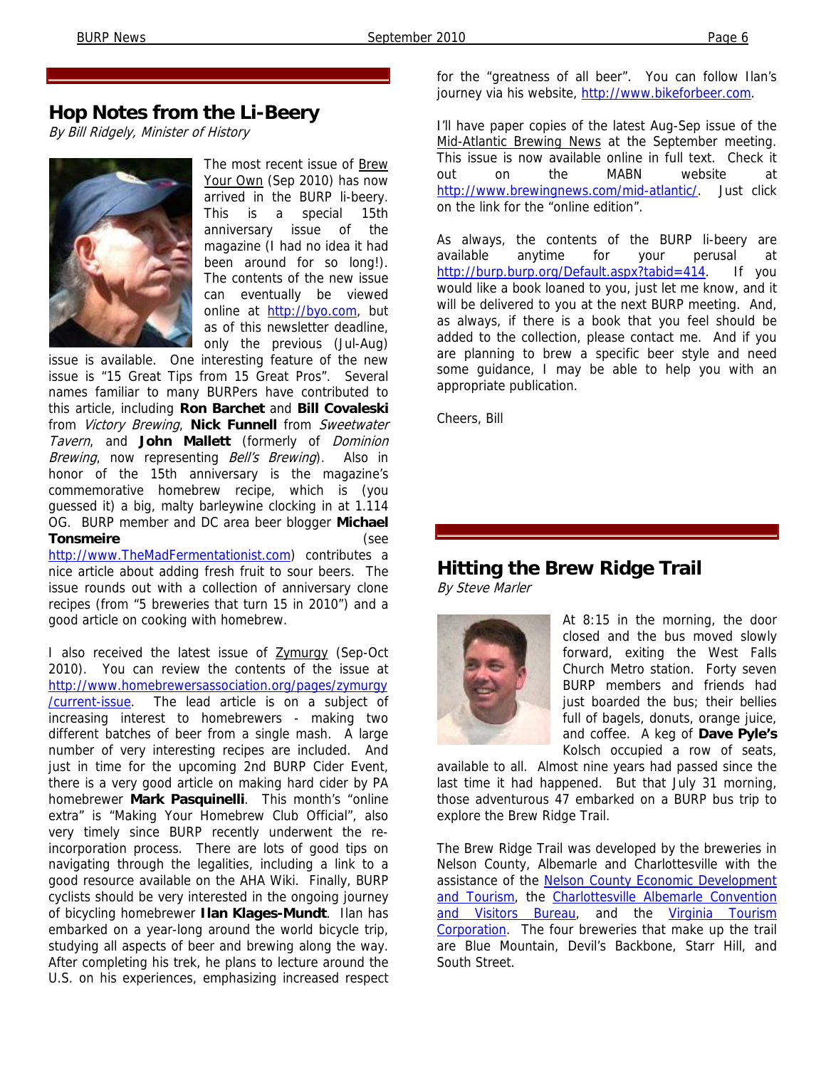## Hop Notes from the Li-Beery

*By Bill Ridgely, Minister of History*

The most recent issue of Brew Your Own (Sep 2010) has now arrived in the BURP li-beery. This is a special 15th anniversary issue of the magazine (I had no idea it had been around for so long!). The contents of the new issue can eventually be viewed online at http://byo.com, but as of this newsletter deadline, only the previous (Jul-Aug) issue is available. One interesting feature of the new issue is "15 Great Tips from 15 Great Pros". Several names familiar to many BURPers have contributed to this article, including **Ron Barchet** and **Bill Covaleski** from *Victory Brewing*, **Nick Funnell** from *Sweetwater Tavern*, and **John Mallett** (formerly of *Dominion Brewing*, now representing *Bell's Brewing*). Also in honor of the 15th anniversary is the magazine's commemorative homebrew recipe, which is (you guessed it) a big, malty barleywine clocking in at 1.114 OG. BURP member and DC area beer blogger **Michael Tonsmeire** (see http://www.TheMadFermentationist.com) contributes a nice article about adding fresh fruit to sour beers. The issue rounds out with a collection of anniversary clone recipes (from "5 breweries that turn 15 in 2010") and a good article on cooking with homebrew.

I also received the latest issue of Zymurgy (Sep-Oct 2010). You can review the contents of the issue at http://www.homebrewersassociation.org/pages/zymurgy/current-issue. The lead article is on a subject of increasing interest to homebrewers - making two different batches of beer from a single mash. A large number of very interesting recipes are included. And just in time for the upcoming 2nd BURP Cider Event, there is a very good article on making hard cider by PA homebrewer **Mark Pasquinelli**. This month's "online extra" is "Making Your Homebrew Club Official", also very timely since BURP recently underwent the re-incorporation process. There are lots of good tips on navigating through the legalities, including a link to a good resource available on the AHA Wiki. Finally, BURP cyclists should be very interested in the ongoing journey of bicycling homebrewer **Ilan Klages-Mundt**. Ilan has embarked on a year-long around the world bicycle trip, studying all aspects of beer and brewing along the way. After completing his trek, he plans to lecture around the U.S. on his experiences, emphasizing increased respect for the "greatness of all beer". You can follow Ilan's journey via his website, http://www.bikeforbeer.com.

I'll have paper copies of the latest Aug-Sep issue of the Mid-Atlantic Brewing News at the September meeting. This issue is now available online in full text. Check it out on the MABN website at http://www.brewingnews.com/mid-atlantic/. Just click on the link for the "online edition".

As always, the contents of the BURP li-beery are available anytime for your perusal at http://burp.burp.org/Default.aspx?tabid=414. If you would like a book loaned to you, just let me know, and it will be delivered to you at the next BURP meeting. And, as always, if there is a book that you feel should be added to the collection, please contact me. And if you are planning to brew a specific beer style and need some guidance, I may be able to help you with an appropriate publication.

Cheers, Bill

## Hitting the Brew Ridge Trail

*By Steve Marler*

At 8:15 in the morning, the door closed and the bus moved slowly forward, exiting the West Falls Church Metro station. Forty seven BURP members and friends had just boarded the bus; their bellies full of bagels, donuts, orange juice, and coffee. A keg of **Dave Pyle's** Kolsch occupied a row of seats, available to all. Almost nine years had passed since the last time it had happened. But that July 31 morning, those adventurous 47 embarked on a BURP bus trip to explore the Brew Ridge Trail.

The Brew Ridge Trail was developed by the breweries in Nelson County, Albemarle and Charlottesville with the assistance of the Nelson County Economic Development and Tourism, the Charlottesville Albemarle Convention and Visitors Bureau, and the Virginia Tourism Corporation. The four breweries that make up the trail are Blue Mountain, Devil's Backbone, Starr Hill, and South Street.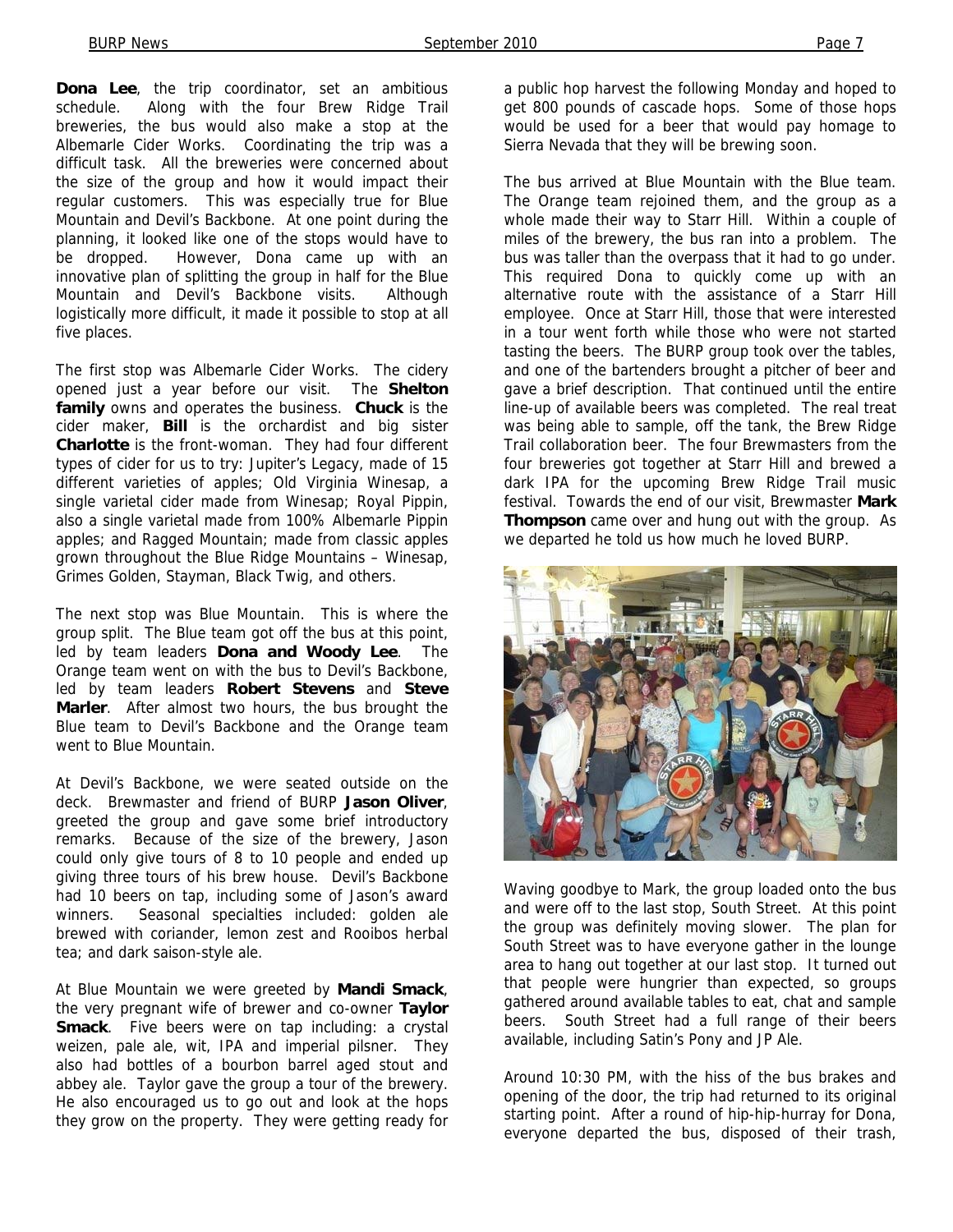**Dona Lee**, the trip coordinator, set an ambitious schedule. Along with the four Brew Ridge Trail breweries, the bus would also make a stop at the Albemarle Cider Works. Coordinating the trip was a difficult task. All the breweries were concerned about the size of the group and how it would impact their regular customers. This was especially true for Blue Mountain and Devil's Backbone. At one point during the planning, it looked like one of the stops would have to be dropped. However, Dona came up with an innovative plan of splitting the group in half for the Blue Mountain and Devil's Backbone visits. Although logistically more difficult, it made it possible to stop at all five places.

The first stop was Albemarle Cider Works. The cidery opened just a year before our visit. The **Shelton family** owns and operates the business. **Chuck** is the cider maker, **Bill** is the orchardist and big sister **Charlotte** is the front-woman. They had four different types of cider for us to try: Jupiter's Legacy, made of 15 different varieties of apples; Old Virginia Winesap, a single varietal cider made from Winesap; Royal Pippin, also a single varietal made from 100% Albemarle Pippin apples; and Ragged Mountain; made from classic apples grown throughout the Blue Ridge Mountains – Winesap, Grimes Golden, Stayman, Black Twig, and others.

The next stop was Blue Mountain. This is where the group split. The Blue team got off the bus at this point, led by team leaders **Dona and Woody Lee**. The Orange team went on with the bus to Devil's Backbone, led by team leaders **Robert Stevens** and **Steve Marler**. After almost two hours, the bus brought the Blue team to Devil's Backbone and the Orange team went to Blue Mountain.

At Devil's Backbone, we were seated outside on the deck. Brewmaster and friend of BURP **Jason Oliver**, greeted the group and gave some brief introductory remarks. Because of the size of the brewery, Jason could only give tours of 8 to 10 people and ended up giving three tours of his brew house. Devil's Backbone had 10 beers on tap, including some of Jason's award winners. Seasonal specialties included: golden ale brewed with coriander, lemon zest and Rooibos herbal tea; and dark saison-style ale.

At Blue Mountain we were greeted by **Mandi Smack**, the very pregnant wife of brewer and co-owner **Taylor Smack**. Five beers were on tap including: a crystal weizen, pale ale, wit, IPA and imperial pilsner. They also had bottles of a bourbon barrel aged stout and abbey ale. Taylor gave the group a tour of the brewery. He also encouraged us to go out and look at the hops they grow on the property. They were getting ready for a public hop harvest the following Monday and hoped to get 800 pounds of cascade hops. Some of those hops would be used for a beer that would pay homage to Sierra Nevada that they will be brewing soon.

The bus arrived at Blue Mountain with the Blue team. The Orange team rejoined them, and the group as a whole made their way to Starr Hill. Within a couple of miles of the brewery, the bus ran into a problem. The bus was taller than the overpass that it had to go under. This required Dona to quickly come up with an alternative route with the assistance of a Starr Hill employee. Once at Starr Hill, those that were interested in a tour went forth while those who were not started tasting the beers. The BURP group took over the tables, and one of the bartenders brought a pitcher of beer and gave a brief description. That continued until the entire line-up of available beers was completed. The real treat was being able to sample, off the tank, the Brew Ridge Trail collaboration beer. The four Brewmasters from the four breweries got together at Starr Hill and brewed a dark IPA for the upcoming Brew Ridge Trail music festival. Towards the end of our visit, Brewmaster **Mark Thompson** came over and hung out with the group. As we departed he told us how much he loved BURP.

Waving goodbye to Mark, the group loaded onto the bus and were off to the last stop, South Street. At this point the group was definitely moving slower. The plan for South Street was to have everyone gather in the lounge area to hang out together at our last stop. It turned out that people were hungrier than expected, so groups gathered around available tables to eat, chat and sample beers. South Street had a full range of their beers available, including Satin's Pony and JP Ale.

Around 10:30 PM, with the hiss of the bus brakes and opening of the door, the trip had returned to its original starting point. After a round of hip-hip-hurray for Dona, everyone departed the bus, disposed of their trash,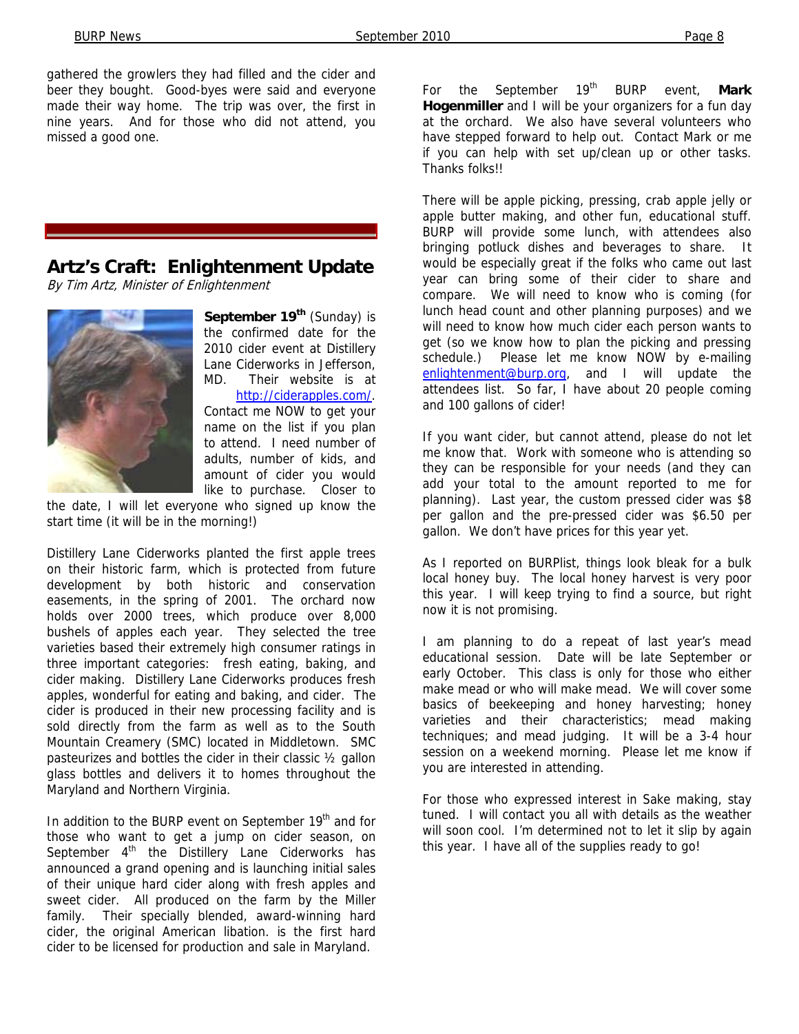gathered the growlers they had filled and the cider and beer they bought. Good-byes were said and everyone made their way home. The trip was over, the first in nine years. And for those who did not attend, you missed a good one.

## Artz's Craft: Enlightenment Update

*By Tim Artz, Minister of Enlightenment*

**September 19th** (Sunday) is the confirmed date for the 2010 cider event at Distillery Lane Ciderworks in Jefferson, MD. Their website is at http://ciderapples.com/. Contact me NOW to get your name on the list if you plan to attend. I need number of adults, number of kids, and amount of cider you would like to purchase. Closer to the date, I will let everyone who signed up know the start time (it will be in the morning!)

Distillery Lane Ciderworks planted the first apple trees on their historic farm, which is protected from future development by both historic and conservation easements, in the spring of 2001. The orchard now holds over 2000 trees, which produce over 8,000 bushels of apples each year. They selected the tree varieties based their extremely high consumer ratings in three important categories: fresh eating, baking, and cider making. Distillery Lane Ciderworks produces fresh apples, wonderful for eating and baking, and cider. The cider is produced in their new processing facility and is sold directly from the farm as well as to the South Mountain Creamery (SMC) located in Middletown. SMC pasteurizes and bottles the cider in their classic ½ gallon glass bottles and delivers it to homes throughout the Maryland and Northern Virginia.

In addition to the BURP event on September 19th and for those who want to get a jump on cider season, on September 4th the Distillery Lane Ciderworks has announced a grand opening and is launching initial sales of their unique hard cider along with fresh apples and sweet cider. All produced on the farm by the Miller family. Their specially blended, award-winning hard cider, the original American libation. is the first hard cider to be licensed for production and sale in Maryland.

For the September 19th BURP event, **Mark Hogenmiller** and I will be your organizers for a fun day at the orchard. We also have several volunteers who have stepped forward to help out. Contact Mark or me if you can help with set up/clean up or other tasks. Thanks folks!!

There will be apple picking, pressing, crab apple jelly or apple butter making, and other fun, educational stuff. BURP will provide some lunch, with attendees also bringing potluck dishes and beverages to share. It would be especially great if the folks who came out last year can bring some of their cider to share and compare. We will need to know who is coming (for lunch head count and other planning purposes) and we will need to know how much cider each person wants to get (so we know how to plan the picking and pressing schedule.) Please let me know NOW by e-mailing enlightenment@burp.org, and I will update the attendees list. So far, I have about 20 people coming and 100 gallons of cider!

If you want cider, but cannot attend, please do not let me know that. Work with someone who is attending so they can be responsible for your needs (and they can add your total to the amount reported to me for planning). Last year, the custom pressed cider was $8 per gallon and the pre-pressed cider was $6.50 per gallon. We don't have prices for this year yet.

As I reported on BURPlist, things look bleak for a bulk local honey buy. The local honey harvest is very poor this year. I will keep trying to find a source, but right now it is not promising.

I am planning to do a repeat of last year's mead educational session. Date will be late September or early October. This class is only for those who either make mead or who will make mead. We will cover some basics of beekeeping and honey harvesting; honey varieties and their characteristics; mead making techniques; and mead judging. It will be a 3-4 hour session on a weekend morning. Please let me know if you are interested in attending.

For those who expressed interest in Sake making, stay tuned. I will contact you all with details as the weather will soon cool. I'm determined not to let it slip by again this year. I have all of the supplies ready to go!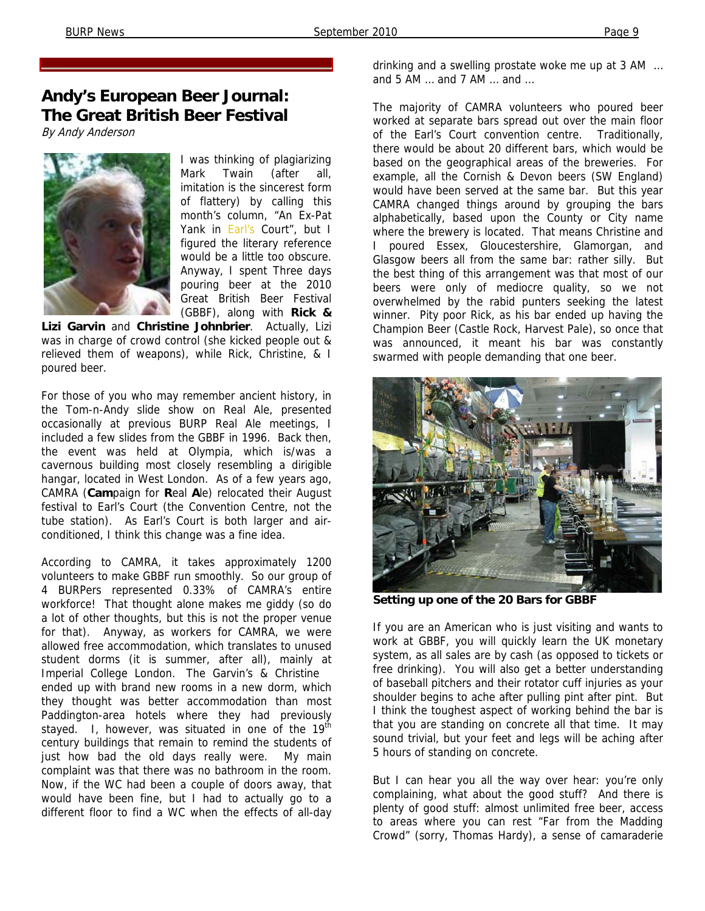## Andy's European Beer Journal: The Great British Beer Festival

*By Andy Anderson*

I was thinking of plagiarizing Mark Twain (after all, imitation is the sincerest form of flattery) by calling this month's column, "An Ex-Pat Yank in Earl's Court", but I figured the literary reference would be a little too obscure. Anyway, I spent Three days pouring beer at the 2010 Great British Beer Festival (GBBF), along with **Rick & Lizi Garvin** and **Christine Johnbrier**. Actually, Lizi was in charge of crowd control (she kicked people out & relieved them of weapons), while Rick, Christine, & I poured beer.

For those of you who may remember ancient history, in the Tom-n-Andy slide show on Real Ale, presented occasionally at previous BURP Real Ale meetings, I included a few slides from the GBBF in 1996. Back then, the event was held at Olympia, which is/was a cavernous building most closely resembling a dirigible hangar, located in West London. As of a few years ago, CAMRA (**Cam**paign for **R**eal **A**le) relocated their August festival to Earl's Court (the Convention Centre, not the tube station). As Earl's Court is both larger and air-conditioned, I think this change was a fine idea.

According to CAMRA, it takes approximately 1200 volunteers to make GBBF run smoothly. So our group of 4 BURPers represented 0.33% of CAMRA's entire workforce! That thought alone makes me giddy (so do a lot of other thoughts, but this is not the proper venue for that). Anyway, as workers for CAMRA, we were allowed free accommodation, which translates to unused student dorms (it is summer, after all), mainly at Imperial College London. The Garvin's & Christine ended up with brand new rooms in a new dorm, which they thought was better accommodation than most Paddington-area hotels where they had previously stayed. I, however, was situated in one of the 19th century buildings that remain to remind the students of just how bad the old days really were. My main complaint was that there was no bathroom in the room. Now, if the WC had been a couple of doors away, that would have been fine, but I had to actually go to a different floor to find a WC when the effects of all-day drinking and a swelling prostate woke me up at 3 AM … and 5 AM … and 7 AM … and …

The majority of CAMRA volunteers who poured beer worked at separate bars spread out over the main floor of the Earl's Court convention centre. Traditionally, there would be about 20 different bars, which would be based on the geographical areas of the breweries. For example, all the Cornish & Devon beers (SW England) would have been served at the same bar. But this year CAMRA changed things around by grouping the bars alphabetically, based upon the County or City name where the brewery is located. That means Christine and I poured Essex, Gloucestershire, Glamorgan, and Glasgow beers all from the same bar: rather silly. But the best thing of this arrangement was that most of our beers were only of mediocre quality, so we not overwhelmed by the rabid punters seeking the latest winner. Pity poor Rick, as his bar ended up having the Champion Beer (Castle Rock, Harvest Pale), so once that was announced, it meant his bar was constantly swarmed with people demanding that one beer.

**Setting up one of the 20 Bars for GBBF**

If you are an American who is just visiting and wants to work at GBBF, you will quickly learn the UK monetary system, as all sales are by cash (as opposed to tickets or free drinking). You will also get a better understanding of baseball pitchers and their rotator cuff injuries as your shoulder begins to ache after pulling pint after pint. But I think the toughest aspect of working behind the bar is that you are standing on concrete all that time. It may sound trivial, but your feet and legs will be aching after 5 hours of standing on concrete.

But I can hear you all the way over hear: you're only complaining, what about the good stuff? And there is plenty of good stuff: almost unlimited free beer, access to areas where you can rest "Far from the Madding Crowd" (sorry, Thomas Hardy), a sense of camaraderie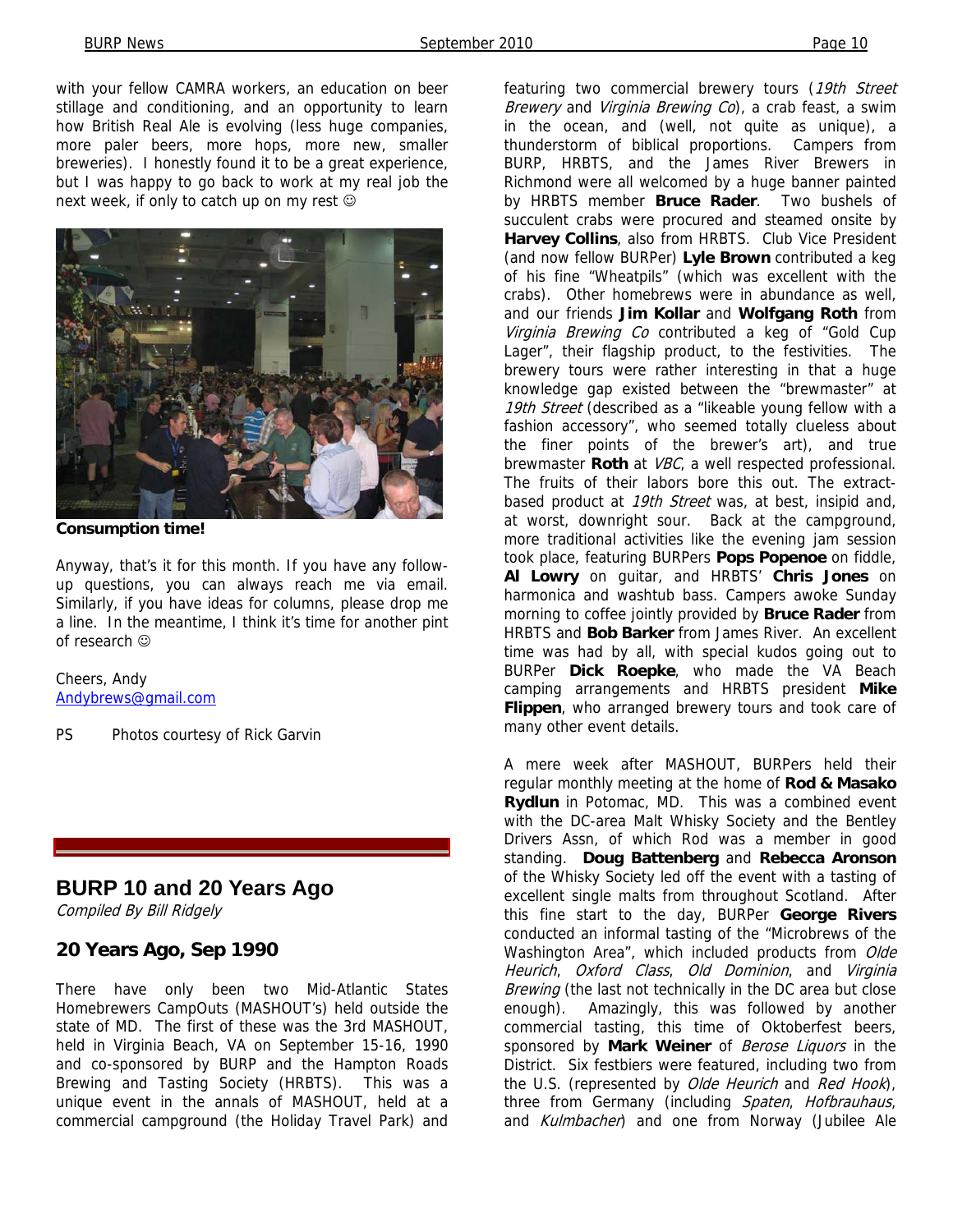with your fellow CAMRA workers, an education on beer stillage and conditioning, and an opportunity to learn how British Real Ale is evolving (less huge companies, more paler beers, more hops, more new, smaller breweries). I honestly found it to be a great experience, but I was happy to go back to work at my real job the next week, if only to catch up on my rest ☺

**Consumption time!**

Anyway, that's it for this month. If you have any follow-up questions, you can always reach me via email. Similarly, if you have ideas for columns, please drop me a line. In the meantime, I think it's time for another pint of research ☺

Cheers, Andy
Andybrews@gmail.com

PS Photos courtesy of Rick Garvin

## BURP 10 and 20 Years Ago

*Compiled By Bill Ridgely*

### 20 Years Ago, Sep 1990

There have only been two Mid-Atlantic States Homebrewers CampOuts (MASHOUT's) held outside the state of MD. The first of these was the 3rd MASHOUT, held in Virginia Beach, VA on September 15-16, 1990 and co-sponsored by BURP and the Hampton Roads Brewing and Tasting Society (HRBTS). This was a unique event in the annals of MASHOUT, held at a commercial campground (the Holiday Travel Park) and featuring two commercial brewery tours (*19th Street Brewery* and *Virginia Brewing Co*), a crab feast, a swim in the ocean, and (well, not quite as unique), a thunderstorm of biblical proportions. Campers from BURP, HRBTS, and the James River Brewers in Richmond were all welcomed by a huge banner painted by HRBTS member **Bruce Rader**. Two bushels of succulent crabs were procured and steamed onsite by **Harvey Collins**, also from HRBTS. Club Vice President (and now fellow BURPer) **Lyle Brown** contributed a keg of his fine "Wheatpils" (which was excellent with the crabs). Other homebrews were in abundance as well, and our friends **Jim Kollar** and **Wolfgang Roth** from *Virginia Brewing Co* contributed a keg of "Gold Cup Lager", their flagship product, to the festivities. The brewery tours were rather interesting in that a huge knowledge gap existed between the "brewmaster" at *19th Street* (described as a "likeable young fellow with a fashion accessory", who seemed totally clueless about the finer points of the brewer's art), and true brewmaster **Roth** at *VBC*, a well respected professional. The fruits of their labors bore this out. The extract-based product at *19th Street* was, at best, insipid and, at worst, downright sour. Back at the campground, more traditional activities like the evening jam session took place, featuring BURPers **Pops Popenoe** on fiddle, **Al Lowry** on guitar, and HRBTS' **Chris Jones** on harmonica and washtub bass. Campers awoke Sunday morning to coffee jointly provided by **Bruce Rader** from HRBTS and **Bob Barker** from James River. An excellent time was had by all, with special kudos going out to BURPer **Dick Roepke**, who made the VA Beach camping arrangements and HRBTS president **Mike Flippen**, who arranged brewery tours and took care of many other event details.

A mere week after MASHOUT, BURPers held their regular monthly meeting at the home of **Rod & Masako Rydlun** in Potomac, MD. This was a combined event with the DC-area Malt Whisky Society and the Bentley Drivers Assn, of which Rod was a member in good standing. **Doug Battenberg** and **Rebecca Aronson** of the Whisky Society led off the event with a tasting of excellent single malts from throughout Scotland. After this fine start to the day, BURPer **George Rivers** conducted an informal tasting of the "Microbrews of the Washington Area", which included products from *Olde Heurich*, *Oxford Class*, *Old Dominion*, and *Virginia Brewing* (the last not technically in the DC area but close enough). Amazingly, this was followed by another commercial tasting, this time of Oktoberfest beers, sponsored by **Mark Weiner** of *Berose Liquors* in the District. Six festbiers were featured, including two from the U.S. (represented by *Olde Heurich* and *Red Hook*), three from Germany (including *Spaten*, *Hofbrauhaus*, and *Kulmbacher*) and one from Norway (Jubilee Ale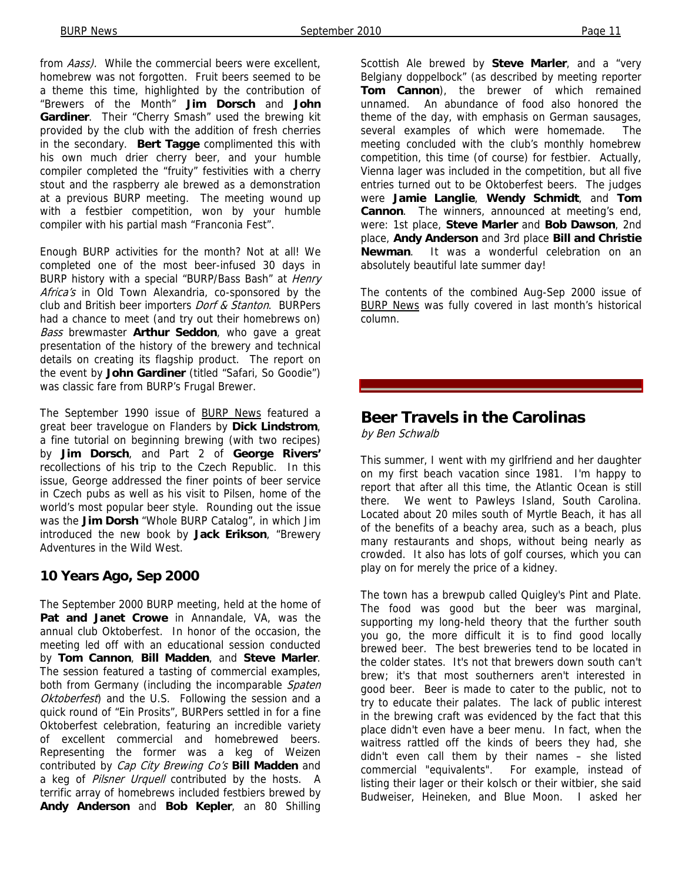from *Aass).* While the commercial beers were excellent, homebrew was not forgotten. Fruit beers seemed to be a theme this time, highlighted by the contribution of "Brewers of the Month" **Jim Dorsch** and **John Gardiner**. Their "Cherry Smash" used the brewing kit provided by the club with the addition of fresh cherries in the secondary. **Bert Tagge** complimented this with his own much drier cherry beer, and your humble compiler completed the "fruity" festivities with a cherry stout and the raspberry ale brewed as a demonstration at a previous BURP meeting. The meeting wound up with a festbier competition, won by your humble compiler with his partial mash "Franconia Fest".

Enough BURP activities for the month? Not at all! We completed one of the most beer-infused 30 days in BURP history with a special "BURP/Bass Bash" at *Henry Africa's* in Old Town Alexandria, co-sponsored by the club and British beer importers *Dorf & Stanton*. BURPers had a chance to meet (and try out their homebrews on) *Bass* brewmaster **Arthur Seddon**, who gave a great presentation of the history of the brewery and technical details on creating its flagship product. The report on the event by **John Gardiner** (titled "Safari, So Goodie") was classic fare from BURP's Frugal Brewer.

The September 1990 issue of BURP News featured a great beer travelogue on Flanders by **Dick Lindstrom**, a fine tutorial on beginning brewing (with two recipes) by **Jim Dorsch**, and Part 2 of **George Rivers'** recollections of his trip to the Czech Republic. In this issue, George addressed the finer points of beer service in Czech pubs as well as his visit to Pilsen, home of the world's most popular beer style. Rounding out the issue was the **Jim Dorsh** "Whole BURP Catalog", in which Jim introduced the new book by **Jack Erikson**, "Brewery Adventures in the Wild West.

## 10 Years Ago, Sep 2000

The September 2000 BURP meeting, held at the home of **Pat and Janet Crowe** in Annandale, VA, was the annual club Oktoberfest. In honor of the occasion, the meeting led off with an educational session conducted by **Tom Cannon**, **Bill Madden**, and **Steve Marler**. The session featured a tasting of commercial examples, both from Germany (including the incomparable *Spaten Oktoberfest*) and the U.S. Following the session and a quick round of "Ein Prosits", BURPers settled in for a fine Oktoberfest celebration, featuring an incredible variety of excellent commercial and homebrewed beers. Representing the former was a keg of Weizen contributed by *Cap City Brewing Co's* **Bill Madden** and a keg of *Pilsner Urquell* contributed by the hosts. A terrific array of homebrews included festbiers brewed by **Andy Anderson** and **Bob Kepler**, an 80 Shilling Scottish Ale brewed by **Steve Marler**, and a "very Belgiany doppelbock" (as described by meeting reporter **Tom Cannon**), the brewer of which remained unnamed. An abundance of food also honored the theme of the day, with emphasis on German sausages, several examples of which were homemade. The meeting concluded with the club's monthly homebrew competition, this time (of course) for festbier. Actually, Vienna lager was included in the competition, but all five entries turned out to be Oktoberfest beers. The judges were **Jamie Langlie**, **Wendy Schmidt**, and **Tom Cannon**. The winners, announced at meeting's end, were: 1st place, **Steve Marler** and **Bob Dawson**, 2nd place, **Andy Anderson** and 3rd place **Bill and Christie Newman**. It was a wonderful celebration on an absolutely beautiful late summer day!

The contents of the combined Aug-Sep 2000 issue of BURP News was fully covered in last month's historical column.

# Beer Travels in the Carolinas

*by Ben Schwalb*

This summer, I went with my girlfriend and her daughter on my first beach vacation since 1981. I'm happy to report that after all this time, the Atlantic Ocean is still there. We went to Pawleys Island, South Carolina. Located about 20 miles south of Myrtle Beach, it has all of the benefits of a beachy area, such as a beach, plus many restaurants and shops, without being nearly as crowded. It also has lots of golf courses, which you can play on for merely the price of a kidney.

The town has a brewpub called Quigley's Pint and Plate. The food was good but the beer was marginal, supporting my long-held theory that the further south you go, the more difficult it is to find good locally brewed beer. The best breweries tend to be located in the colder states. It's not that brewers down south can't brew; it's that most southerners aren't interested in good beer. Beer is made to cater to the public, not to try to educate their palates. The lack of public interest in the brewing craft was evidenced by the fact that this place didn't even have a beer menu. In fact, when the waitress rattled off the kinds of beers they had, she didn't even call them by their names – she listed commercial "equivalents". For example, instead of listing their lager or their kolsch or their witbier, she said Budweiser, Heineken, and Blue Moon. I asked her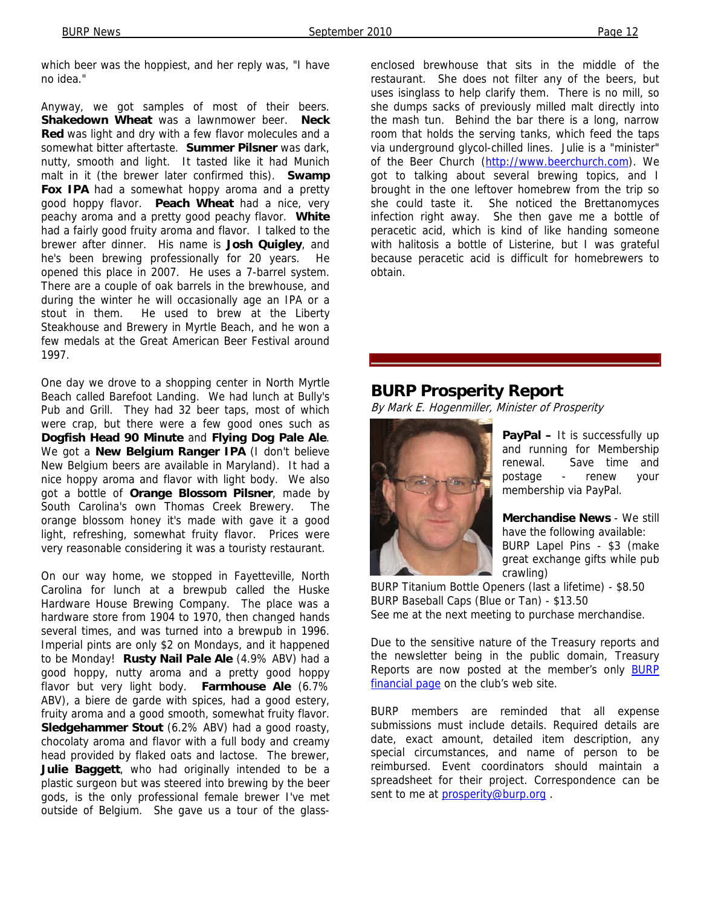which beer was the hoppiest, and her reply was, "I have no idea."

Anyway, we got samples of most of their beers. **Shakedown Wheat** was a lawnmower beer. **Neck Red** was light and dry with a few flavor molecules and a somewhat bitter aftertaste. **Summer Pilsner** was dark, nutty, smooth and light. It tasted like it had Munich malt in it (the brewer later confirmed this). **Swamp Fox IPA** had a somewhat hoppy aroma and a pretty good hoppy flavor. **Peach Wheat** had a nice, very peachy aroma and a pretty good peachy flavor. **White** had a fairly good fruity aroma and flavor. I talked to the brewer after dinner. His name is **Josh Quigley**, and he's been brewing professionally for 20 years. He opened this place in 2007. He uses a 7-barrel system. There are a couple of oak barrels in the brewhouse, and during the winter he will occasionally age an IPA or a stout in them. He used to brew at the Liberty Steakhouse and Brewery in Myrtle Beach, and he won a few medals at the Great American Beer Festival around 1997.

One day we drove to a shopping center in North Myrtle Beach called Barefoot Landing. We had lunch at Bully's Pub and Grill. They had 32 beer taps, most of which were crap, but there were a few good ones such as **Dogfish Head 90 Minute** and **Flying Dog Pale Ale**. We got a **New Belgium Ranger IPA** (I don't believe New Belgium beers are available in Maryland). It had a nice hoppy aroma and flavor with light body. We also got a bottle of **Orange Blossom Pilsner**, made by South Carolina's own Thomas Creek Brewery. The orange blossom honey it's made with gave it a good light, refreshing, somewhat fruity flavor. Prices were very reasonable considering it was a touristy restaurant.

On our way home, we stopped in Fayetteville, North Carolina for lunch at a brewpub called the Huske Hardware House Brewing Company. The place was a hardware store from 1904 to 1970, then changed hands several times, and was turned into a brewpub in 1996. Imperial pints are only $2 on Mondays, and it happened to be Monday! **Rusty Nail Pale Ale** (4.9% ABV) had a good hoppy, nutty aroma and a pretty good hoppy flavor but very light body. **Farmhouse Ale** (6.7% ABV), a biere de garde with spices, had a good estery, fruity aroma and a good smooth, somewhat fruity flavor. **Sledgehammer Stout** (6.2% ABV) had a good roasty, chocolaty aroma and flavor with a full body and creamy head provided by flaked oats and lactose. The brewer, **Julie Baggett**, who had originally intended to be a plastic surgeon but was steered into brewing by the beer gods, is the only professional female brewer I've met outside of Belgium. She gave us a tour of the glass-enclosed brewhouse that sits in the middle of the restaurant. She does not filter any of the beers, but uses isinglass to help clarify them. There is no mill, so she dumps sacks of previously milled malt directly into the mash tun. Behind the bar there is a long, narrow room that holds the serving tanks, which feed the taps via underground glycol-chilled lines. Julie is a "minister" of the Beer Church (http://www.beerchurch.com). We got to talking about several brewing topics, and I brought in the one leftover homebrew from the trip so she could taste it. She noticed the Brettanomyces infection right away. She then gave me a bottle of peracetic acid, which is kind of like handing someone with halitosis a bottle of Listerine, but I was grateful because peracetic acid is difficult for homebrewers to obtain.

## BURP Prosperity Report

*By Mark E. Hogenmiller, Minister of Prosperity*

**PayPal –** It is successfully up and running for Membership renewal. Save time and postage - renew your membership via PayPal.

**Merchandise News** - We still have the following available:
BURP Lapel Pins - $3 (make great exchange gifts while pub crawling)
BURP Titanium Bottle Openers (last a lifetime) - $8.50
BURP Baseball Caps (Blue or Tan) - $13.50
See me at the next meeting to purchase merchandise.

Due to the sensitive nature of the Treasury reports and the newsletter being in the public domain, Treasury Reports are now posted at the member's only BURP financial page on the club's web site.

BURP members are reminded that all expense submissions must include details. Required details are date, exact amount, detailed item description, any special circumstances, and name of person to be reimbursed. Event coordinators should maintain a spreadsheet for their project. Correspondence can be sent to me at prosperity@burp.org .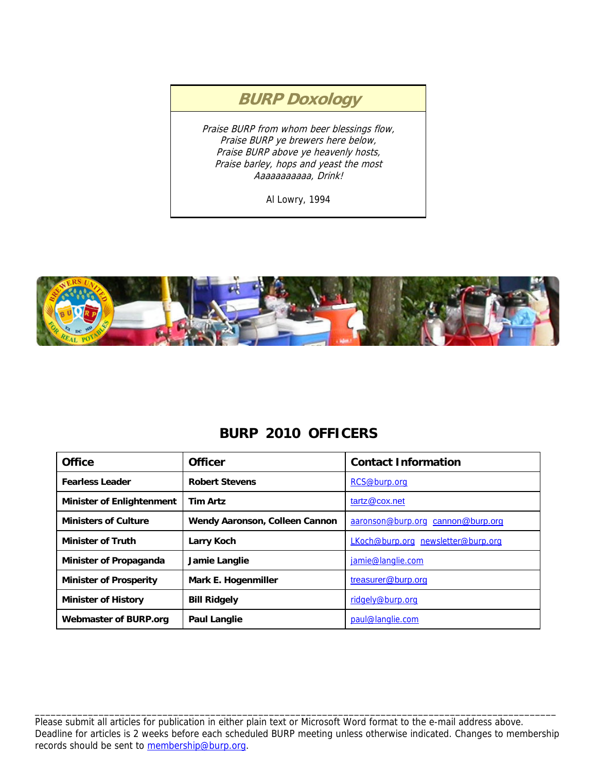## *BURP Doxology*

*Praise BURP from whom beer blessings flow,*
*Praise BURP ye brewers here below,*
*Praise BURP above ye heavenly hosts,*
*Praise barley, hops and yeast the most*
*Aaaaaaaaaaa, Drink!*

Al Lowry, 1994

## BURP 2010 OFFICERS

| Office | Officer | Contact Information |
|---|---|---|
| **Fearless Leader** | **Robert Stevens** | RCS@burp.org |
| **Minister of Enlightenment** | **Tim Artz** | tartz@cox.net |
| **Ministers of Culture** | **Wendy Aaronson, Colleen Cannon** | aaronson@burp.org cannon@burp.org |
| **Minister of Truth** | **Larry Koch** | LKoch@burp.org newsletter@burp.org |
| **Minister of Propaganda** | **Jamie Langlie** | jamie@langlie.com |
| **Minister of Prosperity** | **Mark E. Hogenmiller** | treasurer@burp.org |
| **Minister of History** | **Bill Ridgely** | ridgely@burp.org |
| **Webmaster of BURP.org** | **Paul Langlie** | paul@langlie.com |

---

Please submit all articles for publication in either plain text or Microsoft Word format to the e-mail address above. Deadline for articles is 2 weeks before each scheduled BURP meeting unless otherwise indicated. Changes to membership records should be sent to membership@burp.org.